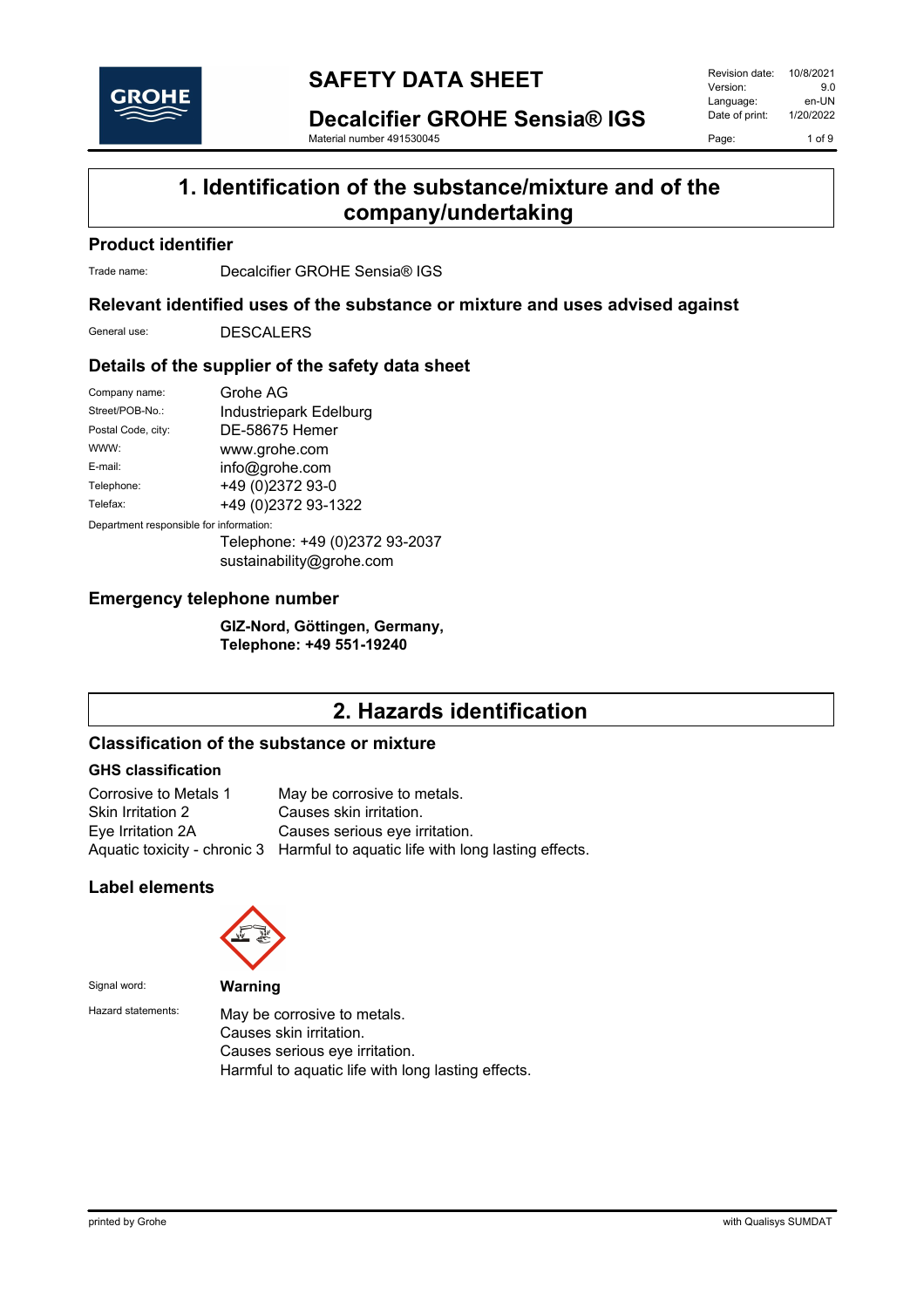# SAFETY DATA SHEET

## Decalcifier GROHE Sensia® IGS

Material number 491530045

| Revision date: | 10/8/2021 |
| --- | --- |
| Version: | 9.0 |
| Language: | en-UN |
| Date of print: | 1/20/2022 |

## 1. Identification of the substance/mixture and of the company/undertaking

### Product identifier

Trade name: Decalcifier GROHE Sensia® IGS

### Relevant identified uses of the substance or mixture and uses advised against

General use: DESCALERS

### Details of the supplier of the safety data sheet

| | |
| --- | --- |
| Company name: | Grohe AG |
| Street/POB-No.: | Industriepark Edelburg |
| Postal Code, city: | DE-58675 Hemer |
| WWW: | www.grohe.com |
| E-mail: | info@grohe.com |
| Telephone: | +49 (0)2372 93-0 |
| Telefax: | +49 (0)2372 93-1322 |

Department responsible for information:

Telephone: +49 (0)2372 93-2037
sustainability@grohe.com

### Emergency telephone number

**GIZ-Nord, Göttingen, Germany,**
**Telephone: +49 551-19240**

## 2. Hazards identification

### Classification of the substance or mixture

#### GHS classification

| | |
| --- | --- |
| Corrosive to Metals 1 | May be corrosive to metals. |
| Skin Irritation 2 | Causes skin irritation. |
| Eye Irritation 2A | Causes serious eye irritation. |
| Aquatic toxicity - chronic 3 | Harmful to aquatic life with long lasting effects. |

### Label elements

Signal word: **Warning**

Hazard statements:
May be corrosive to metals.
Causes skin irritation.
Causes serious eye irritation.
Harmful to aquatic life with long lasting effects.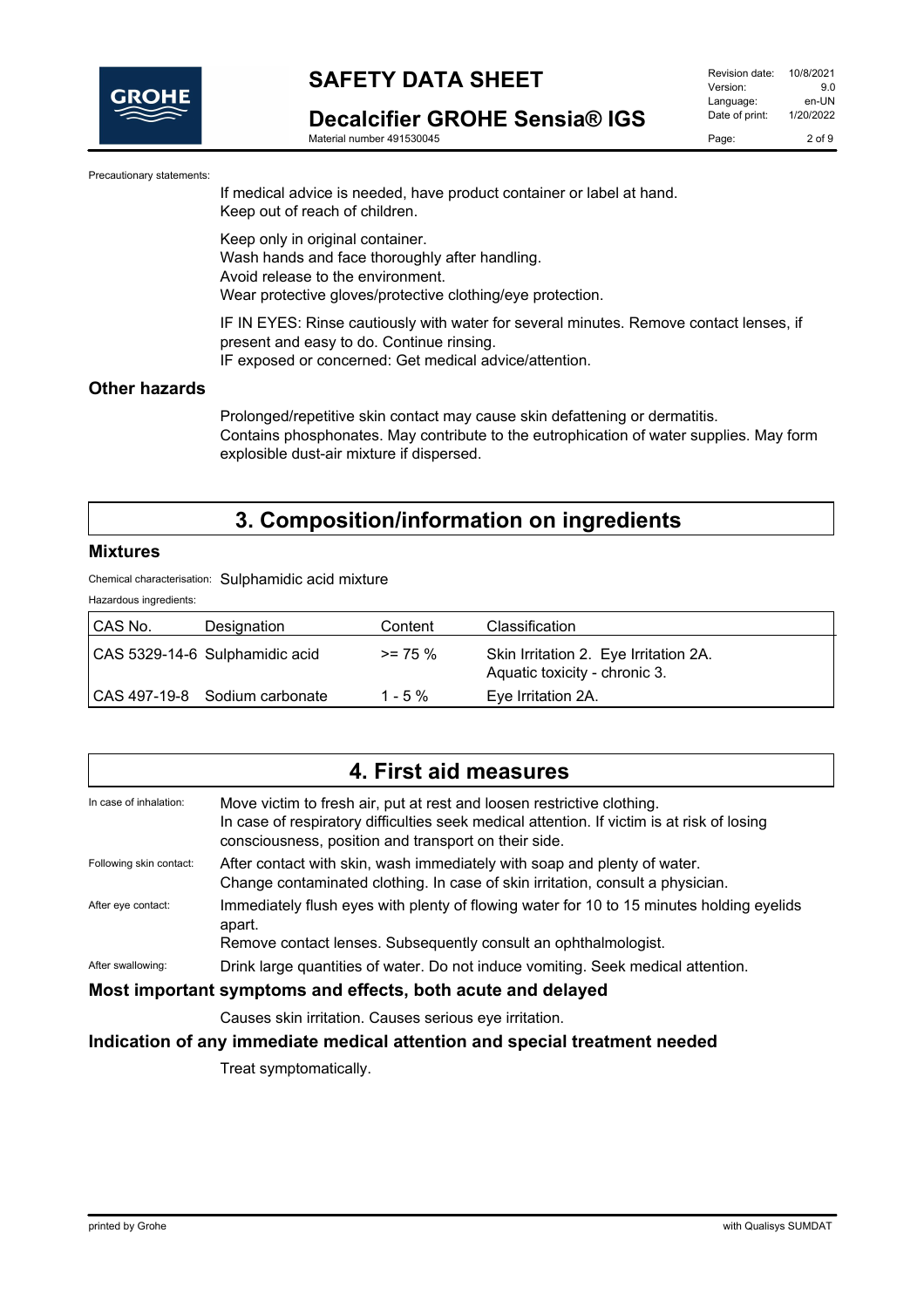Precautionary statements:

If medical advice is needed, have product container or label at hand.
Keep out of reach of children.

Keep only in original container.
Wash hands and face thoroughly after handling.
Avoid release to the environment.
Wear protective gloves/protective clothing/eye protection.

IF IN EYES: Rinse cautiously with water for several minutes. Remove contact lenses, if present and easy to do. Continue rinsing.
IF exposed or concerned: Get medical advice/attention.

### Other hazards

Prolonged/repetitive skin contact may cause skin defattening or dermatitis.
Contains phosphonates. May contribute to the eutrophication of water supplies. May form explosible dust-air mixture if dispersed.

## 3. Composition/information on ingredients

### Mixtures

Chemical characterisation: Sulphamidic acid mixture

Hazardous ingredients:

| CAS No. | Designation | Content | Classification |
|---|---|---|---|
| CAS 5329-14-6 | Sulphamidic acid | >= 75 % | Skin Irritation 2. Eye Irritation 2A. Aquatic toxicity - chronic 3. |
| CAS 497-19-8 | Sodium carbonate | 1 - 5 % | Eye Irritation 2A. |

## 4. First aid measures

In case of inhalation: Move victim to fresh air, put at rest and loosen restrictive clothing.
In case of respiratory difficulties seek medical attention. If victim is at risk of losing consciousness, position and transport on their side.

Following skin contact: After contact with skin, wash immediately with soap and plenty of water.
Change contaminated clothing. In case of skin irritation, consult a physician.

After eye contact: Immediately flush eyes with plenty of flowing water for 10 to 15 minutes holding eyelids apart.
Remove contact lenses. Subsequently consult an ophthalmologist.

After swallowing: Drink large quantities of water. Do not induce vomiting. Seek medical attention.

### Most important symptoms and effects, both acute and delayed

Causes skin irritation. Causes serious eye irritation.

### Indication of any immediate medical attention and special treatment needed

Treat symptomatically.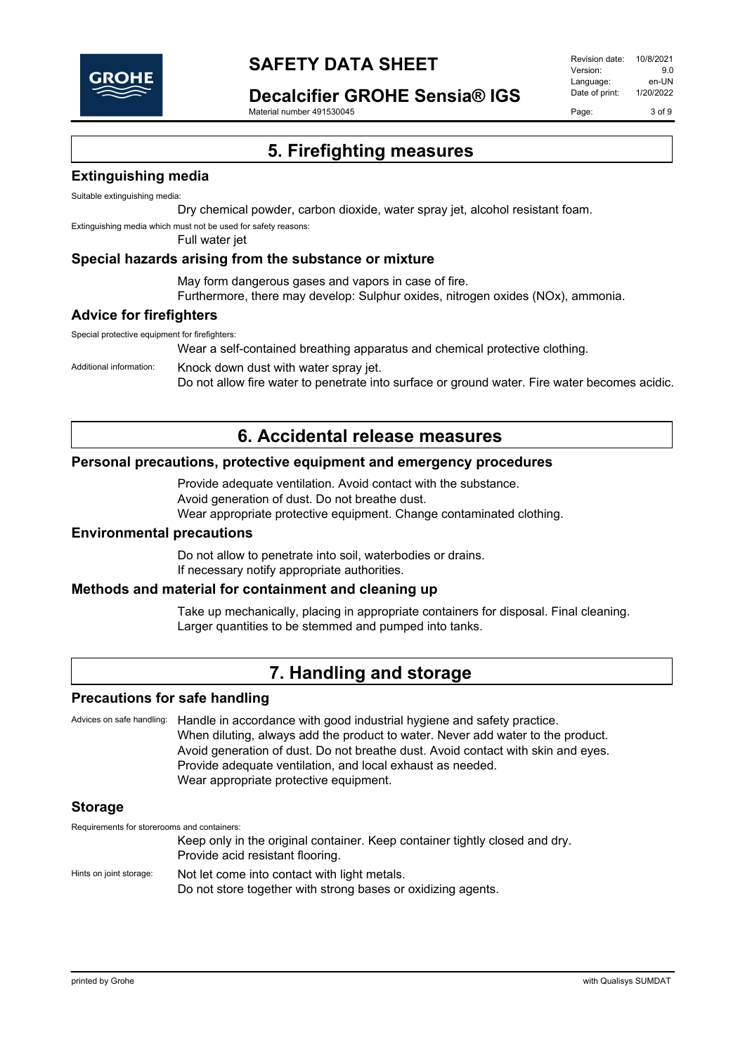# 5. Firefighting measures

## Extinguishing media

Suitable extinguishing media:

Dry chemical powder, carbon dioxide, water spray jet, alcohol resistant foam.

Extinguishing media which must not be used for safety reasons:

Full water jet

## Special hazards arising from the substance or mixture

May form dangerous gases and vapors in case of fire.
Furthermore, there may develop: Sulphur oxides, nitrogen oxides (NOx), ammonia.

## Advice for firefighters

Special protective equipment for firefighters:

Wear a self-contained breathing apparatus and chemical protective clothing.

Additional information: Knock down dust with water spray jet.
Do not allow fire water to penetrate into surface or ground water. Fire water becomes acidic.

# 6. Accidental release measures

## Personal precautions, protective equipment and emergency procedures

Provide adequate ventilation. Avoid contact with the substance.
Avoid generation of dust. Do not breathe dust.
Wear appropriate protective equipment. Change contaminated clothing.

## Environmental precautions

Do not allow to penetrate into soil, waterbodies or drains.
If necessary notify appropriate authorities.

## Methods and material for containment and cleaning up

Take up mechanically, placing in appropriate containers for disposal. Final cleaning.
Larger quantities to be stemmed and pumped into tanks.

# 7. Handling and storage

## Precautions for safe handling

Advices on safe handling: Handle in accordance with good industrial hygiene and safety practice.
When diluting, always add the product to water. Never add water to the product.
Avoid generation of dust. Do not breathe dust. Avoid contact with skin and eyes.
Provide adequate ventilation, and local exhaust as needed.
Wear appropriate protective equipment.

## Storage

Requirements for storerooms and containers:

Keep only in the original container. Keep container tightly closed and dry.
Provide acid resistant flooring.

Hints on joint storage: Not let come into contact with light metals.
Do not store together with strong bases or oxidizing agents.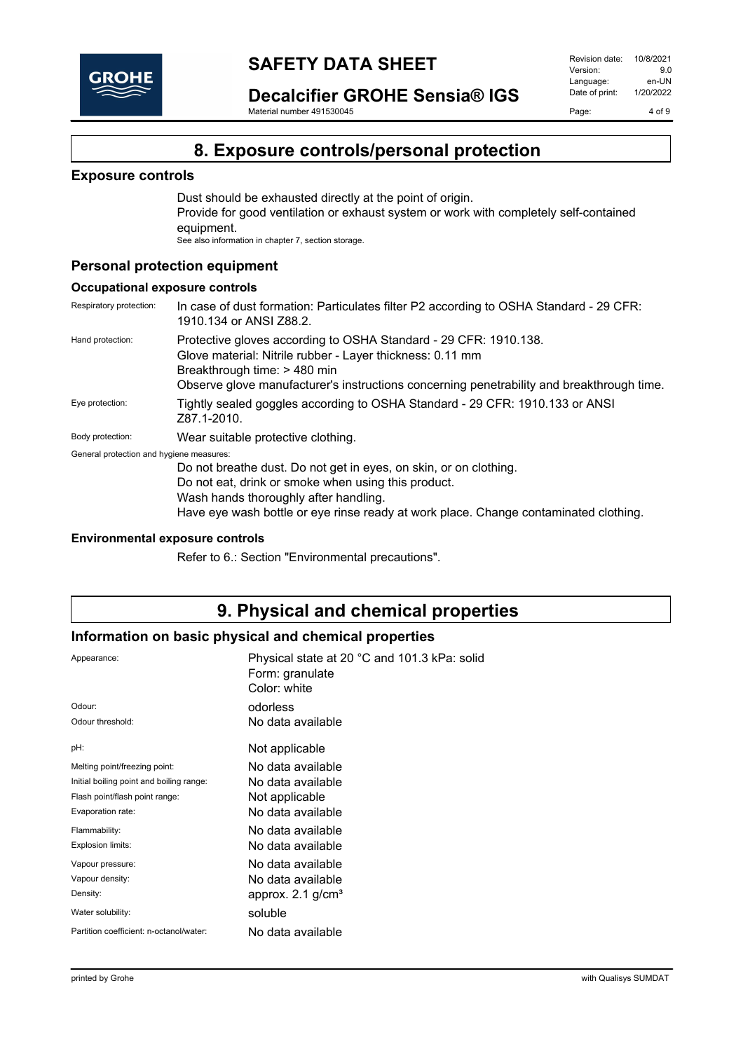# 8. Exposure controls/personal protection

## Exposure controls

Dust should be exhausted directly at the point of origin.
Provide for good ventilation or exhaust system or work with completely self-contained equipment.
See also information in chapter 7, section storage.

## Personal protection equipment

### Occupational exposure controls

| | |
|---|---|
| Respiratory protection: | In case of dust formation: Particulates filter P2 according to OSHA Standard - 29 CFR: 1910.134 or ANSI Z88.2. |
| Hand protection: | Protective gloves according to OSHA Standard - 29 CFR: 1910.138.<br>Glove material: Nitrile rubber - Layer thickness: 0.11 mm<br>Breakthrough time: > 480 min<br>Observe glove manufacturer's instructions concerning penetrability and breakthrough time. |
| Eye protection: | Tightly sealed goggles according to OSHA Standard - 29 CFR: 1910.133 or ANSI Z87.1-2010. |
| Body protection: | Wear suitable protective clothing. |

General protection and hygiene measures:

Do not breathe dust. Do not get in eyes, on skin, or on clothing.
Do not eat, drink or smoke when using this product.
Wash hands thoroughly after handling.
Have eye wash bottle or eye rinse ready at work place. Change contaminated clothing.

### Environmental exposure controls

Refer to 6.: Section "Environmental precautions".

# 9. Physical and chemical properties

## Information on basic physical and chemical properties

| | |
|---|---|
| Appearance: | Physical state at 20 °C and 101.3 kPa: solid<br>Form: granulate<br>Color: white |
| Odour: | odorless |
| Odour threshold: | No data available |
| pH: | Not applicable |
| Melting point/freezing point: | No data available |
| Initial boiling point and boiling range: | No data available |
| Flash point/flash point range: | Not applicable |
| Evaporation rate: | No data available |
| Flammability: | No data available |
| Explosion limits: | No data available |
| Vapour pressure: | No data available |
| Vapour density: | No data available |
| Density: | approx. 2.1 g/cm³ |
| Water solubility: | soluble |
| Partition coefficient: n-octanol/water: | No data available |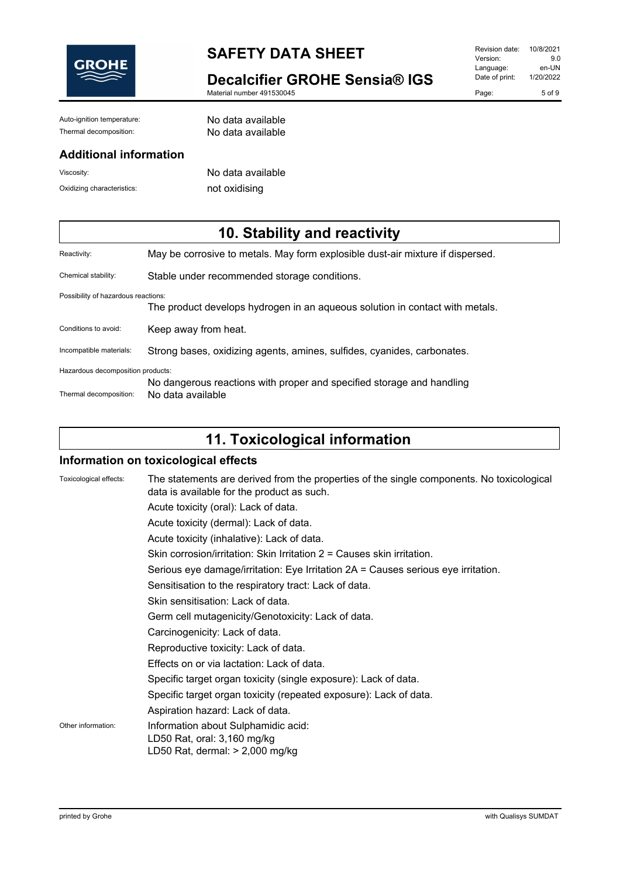Auto-ignition temperature: No data available

Thermal decomposition: No data available

### Additional information

Viscosity: No data available

Oxidizing characteristics: not oxidising

## 10. Stability and reactivity

Reactivity: May be corrosive to metals. May form explosible dust-air mixture if dispersed.

Chemical stability: Stable under recommended storage conditions.

Possibility of hazardous reactions:
The product develops hydrogen in an aqueous solution in contact with metals.

Conditions to avoid: Keep away from heat.

Incompatible materials: Strong bases, oxidizing agents, amines, sulfides, cyanides, carbonates.

Hazardous decomposition products:
No dangerous reactions with proper and specified storage and handling

Thermal decomposition: No data available

## 11. Toxicological information

### Information on toxicological effects

Toxicological effects: The statements are derived from the properties of the single components. No toxicological data is available for the product as such.

Acute toxicity (oral): Lack of data.

Acute toxicity (dermal): Lack of data.

Acute toxicity (inhalative): Lack of data.

Skin corrosion/irritation: Skin Irritation 2 = Causes skin irritation.

Serious eye damage/irritation: Eye Irritation 2A = Causes serious eye irritation.

Sensitisation to the respiratory tract: Lack of data.

Skin sensitisation: Lack of data.

Germ cell mutagenicity/Genotoxicity: Lack of data.

Carcinogenicity: Lack of data.

Reproductive toxicity: Lack of data.

Effects on or via lactation: Lack of data.

Specific target organ toxicity (single exposure): Lack of data.

Specific target organ toxicity (repeated exposure): Lack of data.

Aspiration hazard: Lack of data.

Other information: Information about Sulphamidic acid:
LD50 Rat, oral: 3,160 mg/kg
LD50 Rat, dermal: > 2,000 mg/kg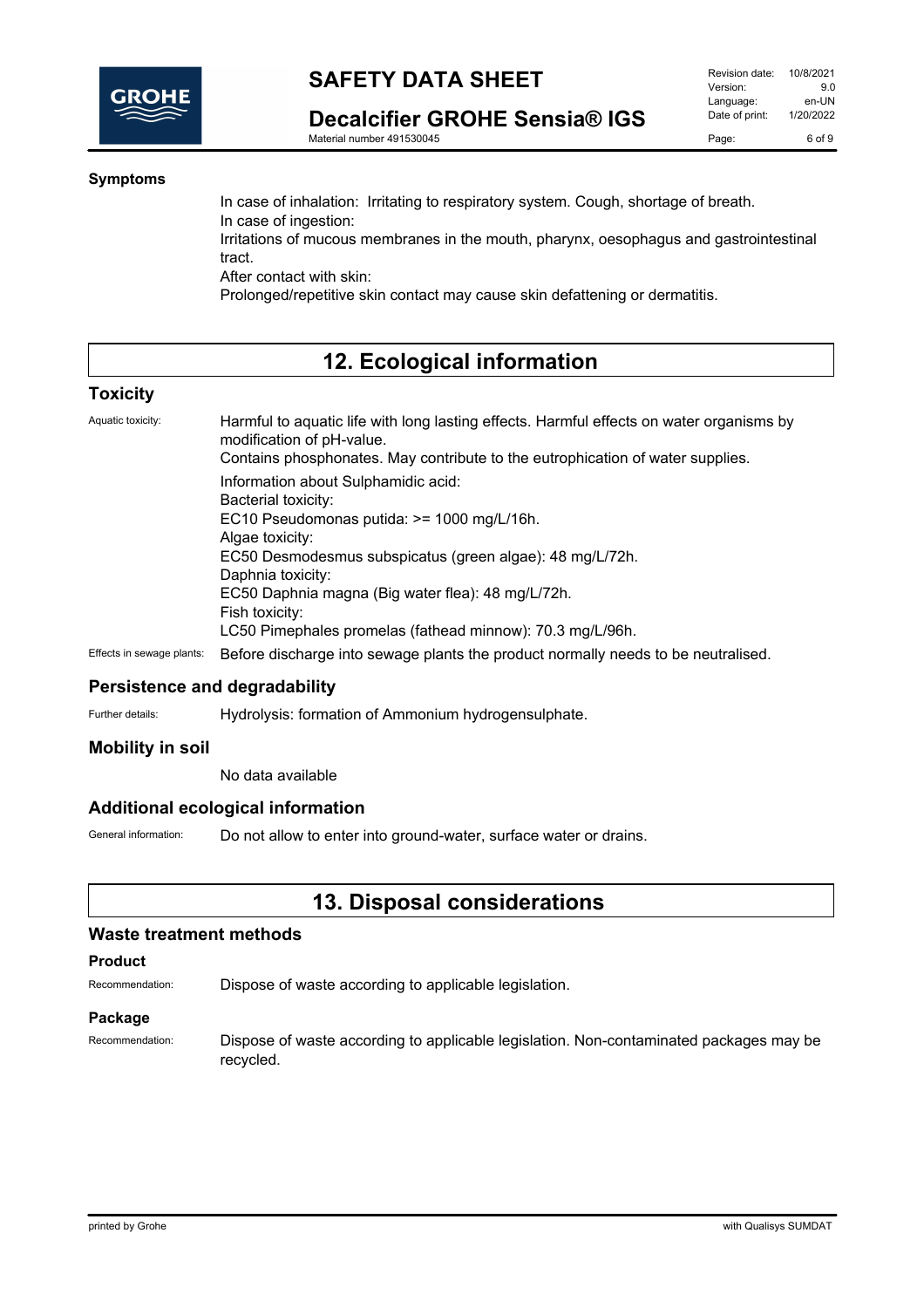### Symptoms

In case of inhalation: Irritating to respiratory system. Cough, shortage of breath.
In case of ingestion:
Irritations of mucous membranes in the mouth, pharynx, oesophagus and gastrointestinal tract.
After contact with skin:
Prolonged/repetitive skin contact may cause skin defattening or dermatitis.

# 12. Ecological information

## Toxicity

Aquatic toxicity: Harmful to aquatic life with long lasting effects. Harmful effects on water organisms by modification of pH-value.
Contains phosphonates. May contribute to the eutrophication of water supplies.

Information about Sulphamidic acid:
Bacterial toxicity:
EC10 Pseudomonas putida: >= 1000 mg/L/16h.
Algae toxicity:
EC50 Desmodesmus subspicatus (green algae): 48 mg/L/72h.
Daphnia toxicity:
EC50 Daphnia magna (Big water flea): 48 mg/L/72h.
Fish toxicity:
LC50 Pimephales promelas (fathead minnow): 70.3 mg/L/96h.

Effects in sewage plants: Before discharge into sewage plants the product normally needs to be neutralised.

## Persistence and degradability

Further details: Hydrolysis: formation of Ammonium hydrogensulphate.

## Mobility in soil

No data available

## Additional ecological information

General information: Do not allow to enter into ground-water, surface water or drains.

# 13. Disposal considerations

## Waste treatment methods

### Product

Recommendation: Dispose of waste according to applicable legislation.

### Package

Recommendation: Dispose of waste according to applicable legislation. Non-contaminated packages may be recycled.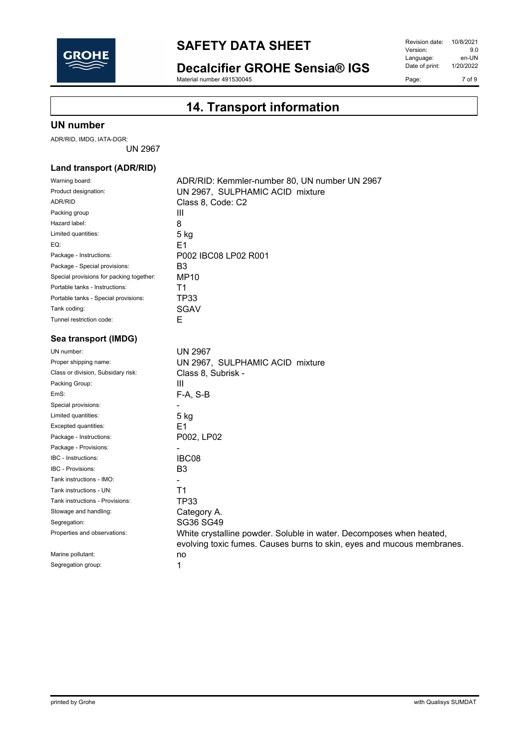# 14. Transport information

## UN number

ADR/RID, IMDG, IATA-DGR:
UN 2967

### Land transport (ADR/RID)

| | |
|---|---|
| Warning board: | ADR/RID: Kemmler-number 80, UN number UN 2967 |
| Product designation: | UN 2967, SULPHAMIC ACID mixture |
| ADR/RID | Class 8, Code: C2 |
| Packing group | III |
| Hazard label: | 8 |
| Limited quantities: | 5 kg |
| EQ: | E1 |
| Package - Instructions: | P002 IBC08 LP02 R001 |
| Package - Special provisions: | B3 |
| Special provisions for packing together: | MP10 |
| Portable tanks - Instructions: | T1 |
| Portable tanks - Special provisions: | TP33 |
| Tank coding: | SGAV |
| Tunnel restriction code: | E |

### Sea transport (IMDG)

| | |
|---|---|
| UN number: | UN 2967 |
| Proper shipping name: | UN 2967, SULPHAMIC ACID mixture |
| Class or division, Subsidary risk: | Class 8, Subrisk - |
| Packing Group: | III |
| EmS: | F-A, S-B |
| Special provisions: | - |
| Limited quantities: | 5 kg |
| Excepted quantities: | E1 |
| Package - Instructions: | P002, LP02 |
| Package - Provisions: | - |
| IBC - Instructions: | IBC08 |
| IBC - Provisions: | B3 |
| Tank instructions - IMO: | - |
| Tank instructions - UN: | T1 |
| Tank instructions - Provisions: | TP33 |
| Stowage and handling: | Category A. |
| Segregation: | SG36 SG49 |
| Properties and observations: | White crystalline powder. Soluble in water. Decomposes when heated, evolving toxic fumes. Causes burns to skin, eyes and mucous membranes. |
| Marine pollutant: | no |
| Segregation group: | 1 |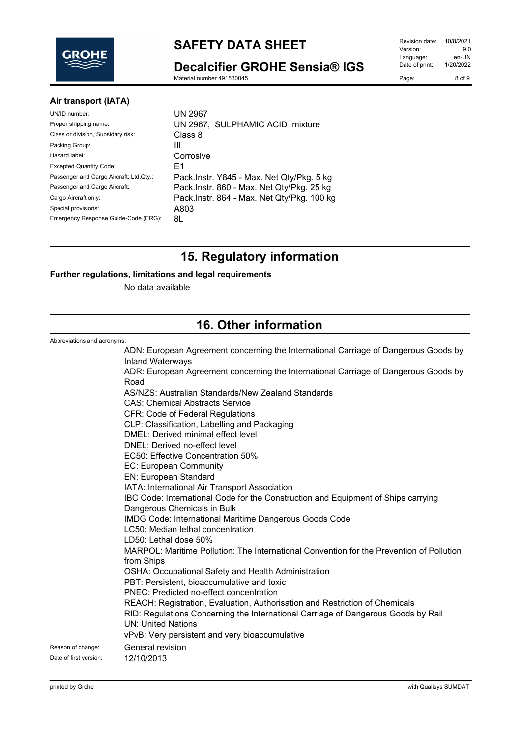### Air transport (IATA)

| | |
|---|---|
| UN/ID number: | UN 2967 |
| Proper shipping name: | UN 2967, SULPHAMIC ACID mixture |
| Class or division, Subsidary risk: | Class 8 |
| Packing Group: | III |
| Hazard label: | Corrosive |
| Excepted Quantity Code: | E1 |
| Passenger and Cargo Aircraft: Ltd.Qty.: | Pack.Instr. Y845 - Max. Net Qty/Pkg. 5 kg |
| Passenger and Cargo Aircraft: | Pack.Instr. 860 - Max. Net Qty/Pkg. 25 kg |
| Cargo Aircraft only: | Pack.Instr. 864 - Max. Net Qty/Pkg. 100 kg |
| Special provisions: | A803 |
| Emergency Response Guide-Code (ERG): | 8L |

## 15. Regulatory information

**Further regulations, limitations and legal requirements**

No data available

## 16. Other information

Abbreviations and acronyms:

ADN: European Agreement concerning the International Carriage of Dangerous Goods by Inland Waterways
ADR: European Agreement concerning the International Carriage of Dangerous Goods by Road
AS/NZS: Australian Standards/New Zealand Standards
CAS: Chemical Abstracts Service
CFR: Code of Federal Regulations
CLP: Classification, Labelling and Packaging
DMEL: Derived minimal effect level
DNEL: Derived no-effect level
EC50: Effective Concentration 50%
EC: European Community
EN: European Standard
IATA: International Air Transport Association
IBC Code: International Code for the Construction and Equipment of Ships carrying Dangerous Chemicals in Bulk
IMDG Code: International Maritime Dangerous Goods Code
LC50: Median lethal concentration
LD50: Lethal dose 50%
MARPOL: Maritime Pollution: The International Convention for the Prevention of Pollution from Ships
OSHA: Occupational Safety and Health Administration
PBT: Persistent, bioaccumulative and toxic
PNEC: Predicted no-effect concentration
REACH: Registration, Evaluation, Authorisation and Restriction of Chemicals
RID: Regulations Concerning the International Carriage of Dangerous Goods by Rail
UN: United Nations
vPvB: Very persistent and very bioaccumulative

Reason of change: General revision

Date of first version: 12/10/2013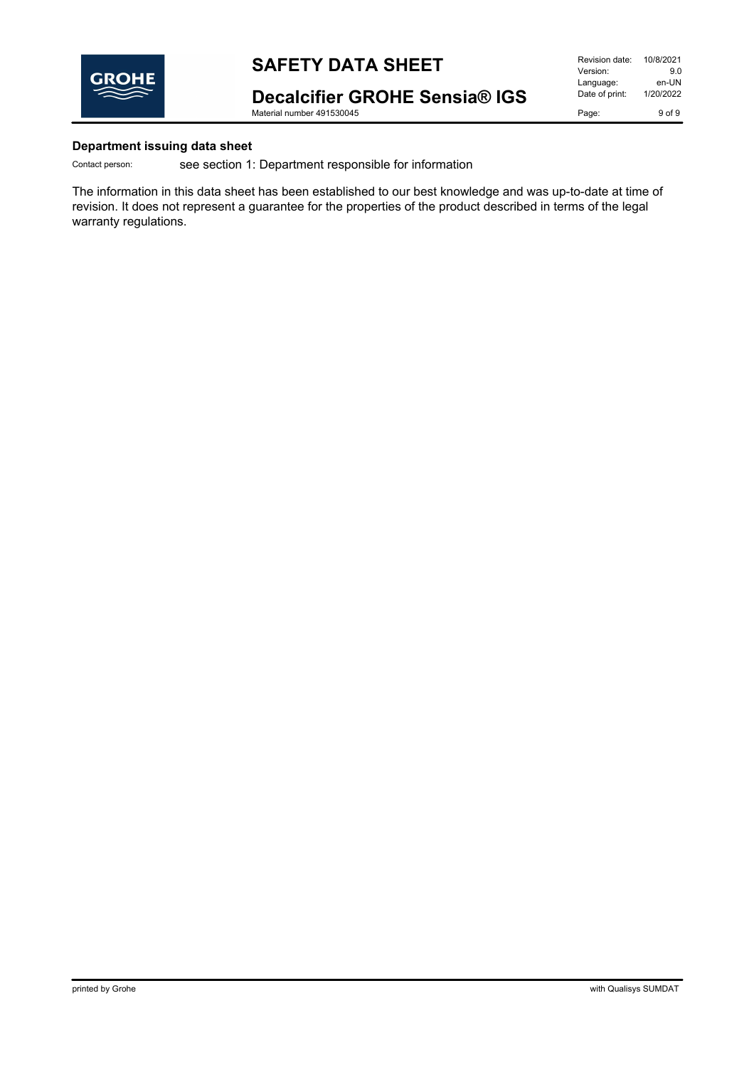**Department issuing data sheet**

Contact person: see section 1: Department responsible for information

The information in this data sheet has been established to our best knowledge and was up-to-date at time of revision. It does not represent a guarantee for the properties of the product described in terms of the legal warranty regulations.